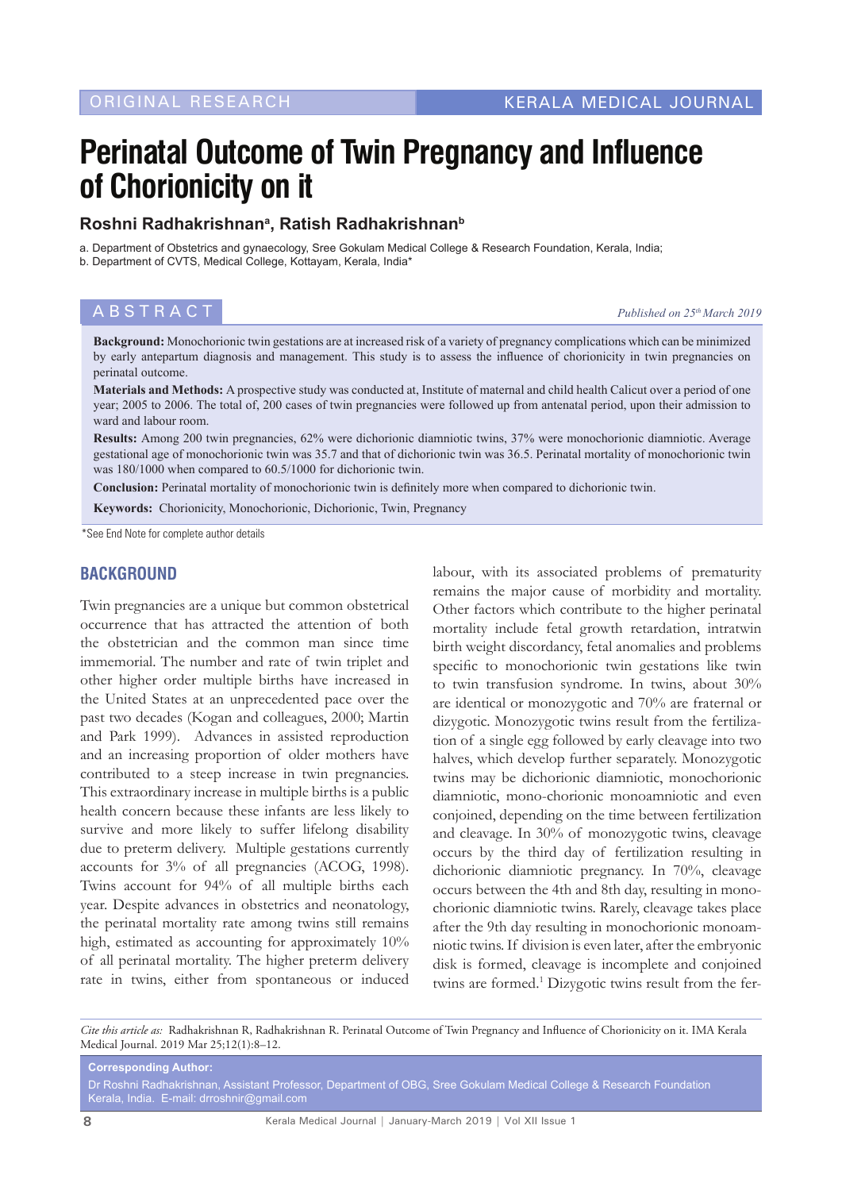ORIGINAL RESEARCH

# Perinatal Outcome of Twin Pregnancy and Influence of Chorionicity on it

**Roshni Radhakrishnan[a], Ratish Radhakrishnan[b]**

a. Department of Obstetrics and gynaecology, Sree Gokulam Medical College & Research Foundation, Kerala, India;
b. Department of CVTS, Medical College, Kottayam, Kerala, India*

## ABSTRACT

*Published on 25th March 2019*

**Background:** Monochorionic twin gestations are at increased risk of a variety of pregnancy complications which can be minimized by early antepartum diagnosis and management. This study is to assess the influence of chorionicity in twin pregnancies on perinatal outcome.

**Materials and Methods:** A prospective study was conducted at, Institute of maternal and child health Calicut over a period of one year; 2005 to 2006. The total of, 200 cases of twin pregnancies were followed up from antenatal period, upon their admission to ward and labour room.

**Results:** Among 200 twin pregnancies, 62% were dichorionic diamniotic twins, 37% were monochorionic diamniotic. Average gestational age of monochorionic twin was 35.7 and that of dichorionic twin was 36.5. Perinatal mortality of monochorionic twin was 180/1000 when compared to 60.5/1000 for dichorionic twin.

**Conclusion:** Perinatal mortality of monochorionic twin is definitely more when compared to dichorionic twin.

**Keywords:** Chorionicity, Monochorionic, Dichorionic, Twin, Pregnancy

*See End Note for complete author details

## BACKGROUND

Twin pregnancies are a unique but common obstetrical occurrence that has attracted the attention of both the obstetrician and the common man since time immemorial. The number and rate of twin triplet and other higher order multiple births have increased in the United States at an unprecedented pace over the past two decades (Kogan and colleagues, 2000; Martin and Park 1999). Advances in assisted reproduction and an increasing proportion of older mothers have contributed to a steep increase in twin pregnancies. This extraordinary increase in multiple births is a public health concern because these infants are less likely to survive and more likely to suffer lifelong disability due to preterm delivery. Multiple gestations currently accounts for 3% of all pregnancies (ACOG, 1998). Twins account for 94% of all multiple births each year. Despite advances in obstetrics and neonatology, the perinatal mortality rate among twins still remains high, estimated as accounting for approximately 10% of all perinatal mortality. The higher preterm delivery rate in twins, either from spontaneous or induced labour, with its associated problems of prematurity remains the major cause of morbidity and mortality. Other factors which contribute to the higher perinatal mortality include fetal growth retardation, intratwin birth weight discordancy, fetal anomalies and problems specific to monochorionic twin gestations like twin to twin transfusion syndrome. In twins, about 30% are identical or monozygotic and 70% are fraternal or dizygotic. Monozygotic twins result from the fertilization of a single egg followed by early cleavage into two halves, which develop further separately. Monozygotic twins may be dichorionic diamniotic, monochorionic diamniotic, mono-chorionic monoamniotic and even conjoined, depending on the time between fertilization and cleavage. In 30% of monozygotic twins, cleavage occurs by the third day of fertilization resulting in dichorionic diamniotic pregnancy. In 70%, cleavage occurs between the 4th and 8th day, resulting in monochorionic diamniotic twins. Rarely, cleavage takes place after the 9th day resulting in monochorionic monoamniotic twins. If division is even later, after the embryonic disk is formed, cleavage is incomplete and conjoined twins are formed.[1] Dizygotic twins result from the fer-

*Cite this article as:* Radhakrishnan R, Radhakrishnan R. Perinatal Outcome of Twin Pregnancy and Influence of Chorionicity on it. IMA Kerala Medical Journal. 2019 Mar 25;12(1):8–12.

**Corresponding Author:**
Dr Roshni Radhakrishnan, Assistant Professor, Department of OBG, Sree Gokulam Medical College & Research Foundation Kerala, India. E-mail: drroshnir@gmail.com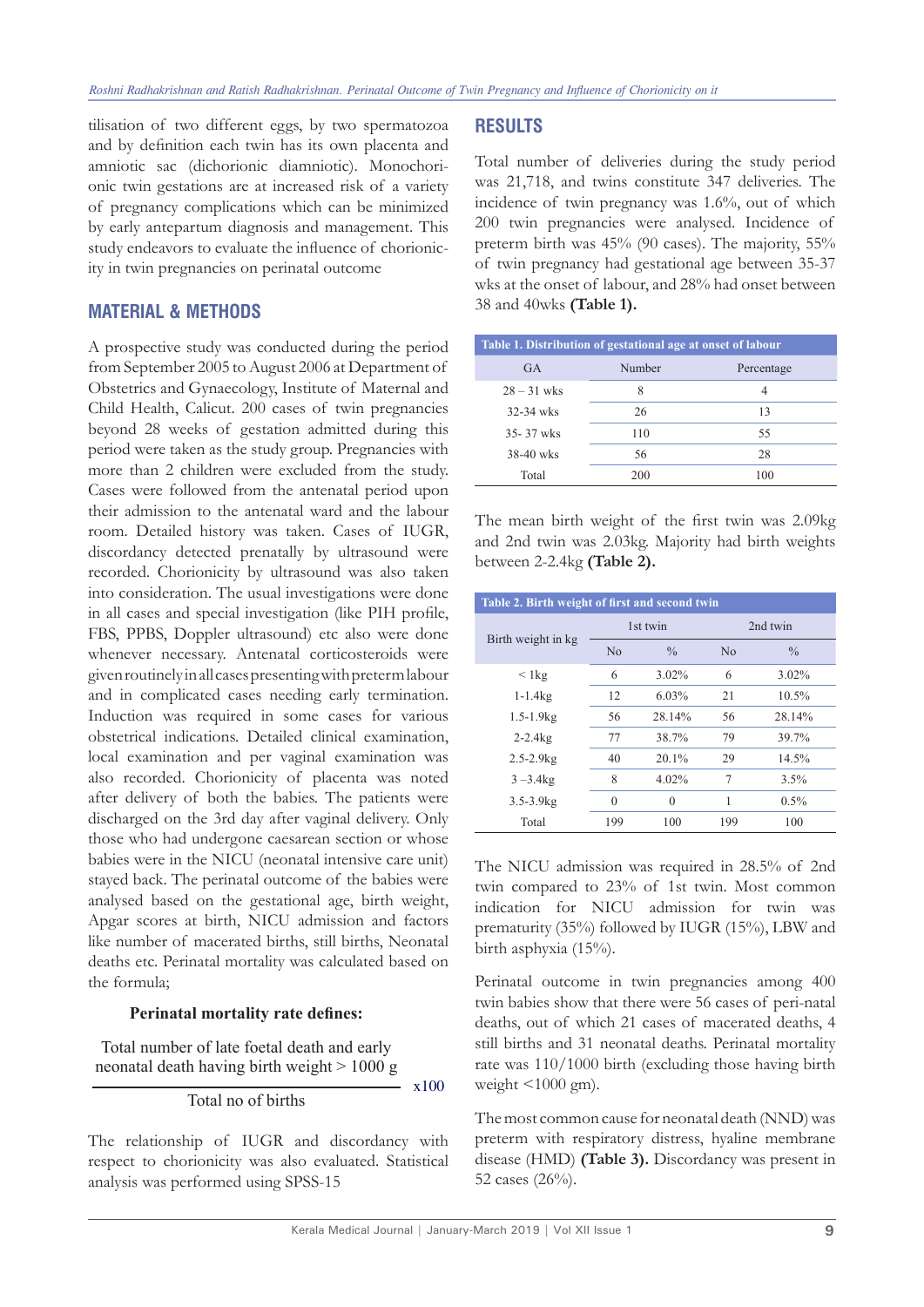tilisation of two different eggs, by two spermatozoa and by definition each twin has its own placenta and amniotic sac (dichorionic diamniotic). Monochorionic twin gestations are at increased risk of a variety of pregnancy complications which can be minimized by early antepartum diagnosis and management. This study endeavors to evaluate the influence of chorionicity in twin pregnancies on perinatal outcome

## MATERIAL & METHODS

A prospective study was conducted during the period from September 2005 to August 2006 at Department of Obstetrics and Gynaecology, Institute of Maternal and Child Health, Calicut. 200 cases of twin pregnancies beyond 28 weeks of gestation admitted during this period were taken as the study group. Pregnancies with more than 2 children were excluded from the study. Cases were followed from the antenatal period upon their admission to the antenatal ward and the labour room. Detailed history was taken. Cases of IUGR, discordancy detected prenatally by ultrasound were recorded. Chorionicity by ultrasound was also taken into consideration. The usual investigations were done in all cases and special investigation (like PIH profile, FBS, PPBS, Doppler ultrasound) etc also were done whenever necessary. Antenatal corticosteroids were given routinely in all cases presenting with preterm labour and in complicated cases needing early termination. Induction was required in some cases for various obstetrical indications. Detailed clinical examination, local examination and per vaginal examination was also recorded. Chorionicity of placenta was noted after delivery of both the babies. The patients were discharged on the 3rd day after vaginal delivery. Only those who had undergone caesarean section or whose babies were in the NICU (neonatal intensive care unit) stayed back. The perinatal outcome of the babies were analysed based on the gestational age, birth weight, Apgar scores at birth, NICU admission and factors like number of macerated births, still births, Neonatal deaths etc. Perinatal mortality was calculated based on the formula;

**Perinatal mortality rate defines:**

$$\frac{\text{Total number of late foetal death and early neonatal death having birth weight} > 1000\text{ g}}{\text{Total no of births}} \times 100$$

The relationship of IUGR and discordancy with respect to chorionicity was also evaluated. Statistical analysis was performed using SPSS-15

## RESULTS

Total number of deliveries during the study period was 21,718, and twins constitute 347 deliveries. The incidence of twin pregnancy was 1.6%, out of which 200 twin pregnancies were analysed. Incidence of preterm birth was 45% (90 cases). The majority, 55% of twin pregnancy had gestational age between 35-37 wks at the onset of labour, and 28% had onset between 38 and 40wks **(Table 1).**

**Table 1. Distribution of gestational age at onset of labour**

| GA | Number | Percentage |
|---|---|---|
| 28 – 31 wks | 8 | 4 |
| 32-34 wks | 26 | 13 |
| 35- 37 wks | 110 | 55 |
| 38-40 wks | 56 | 28 |
| Total | 200 | 100 |

The mean birth weight of the first twin was 2.09kg and 2nd twin was 2.03kg. Majority had birth weights between 2-2.4kg **(Table 2).**

**Table 2. Birth weight of first and second twin**

| Birth weight in kg | 1st twin | | 2nd twin | |
|---|---|---|---|---|
| | No | % | No | % |
| < 1kg | 6 | 3.02% | 6 | 3.02% |
| 1-1.4kg | 12 | 6.03% | 21 | 10.5% |
| 1.5-1.9kg | 56 | 28.14% | 56 | 28.14% |
| 2-2.4kg | 77 | 38.7% | 79 | 39.7% |
| 2.5-2.9kg | 40 | 20.1% | 29 | 14.5% |
| 3 –3.4kg | 8 | 4.02% | 7 | 3.5% |
| 3.5-3.9kg | 0 | 0 | 1 | 0.5% |
| Total | 199 | 100 | 199 | 100 |

The NICU admission was required in 28.5% of 2nd twin compared to 23% of 1st twin. Most common indication for NICU admission for twin was prematurity (35%) followed by IUGR (15%), LBW and birth asphyxia (15%).

Perinatal outcome in twin pregnancies among 400 twin babies show that there were 56 cases of peri-natal deaths, out of which 21 cases of macerated deaths, 4 still births and 31 neonatal deaths. Perinatal mortality rate was 110/1000 birth (excluding those having birth weight <1000 gm).

The most common cause for neonatal death (NND) was preterm with respiratory distress, hyaline membrane disease (HMD) **(Table 3).** Discordancy was present in 52 cases (26%).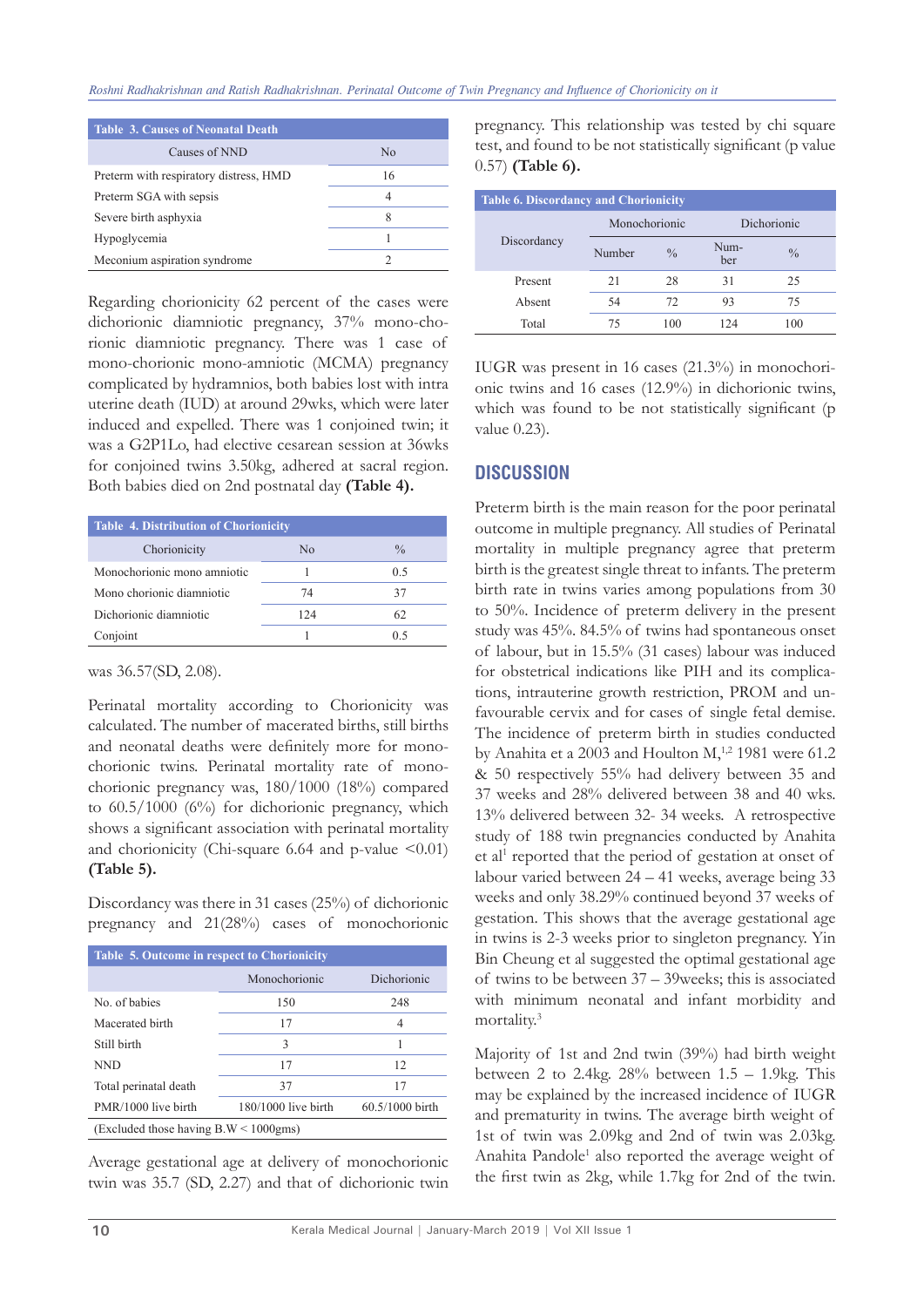| Table 3. Causes of Neonatal Death | |
|---|---|
| Causes of NND | No |
| Preterm with respiratory distress, HMD | 16 |
| Preterm SGA with sepsis | 4 |
| Severe birth asphyxia | 8 |
| Hypoglycemia | 1 |
| Meconium aspiration syndrome | 2 |

Regarding chorionicity 62 percent of the cases were dichorionic diamniotic pregnancy, 37% mono-chorionic diamniotic pregnancy. There was 1 case of mono-chorionic mono-amniotic (MCMA) pregnancy complicated by hydramnios, both babies lost with intra uterine death (IUD) at around 29wks, which were later induced and expelled. There was 1 conjoined twin; it was a G2P1Lo, had elective cesarean session at 36wks for conjoined twins 3.50kg, adhered at sacral region. Both babies died on 2nd postnatal day **(Table 4).**

| Table 4. Distribution of Chorionicity | | |
|---|---|---|
| Chorionicity | No | % |
| Monochorionic mono amniotic | 1 | 0.5 |
| Mono chorionic diamniotic | 74 | 37 |
| Dichorionic diamniotic | 124 | 62 |
| Conjoint | 1 | 0.5 |

was 36.57(SD, 2.08).

Perinatal mortality according to Chorionicity was calculated. The number of macerated births, still births and neonatal deaths were definitely more for mono-chorionic twins. Perinatal mortality rate of mono-chorionic pregnancy was, 180/1000 (18%) compared to 60.5/1000 (6%) for dichorionic pregnancy, which shows a significant association with perinatal mortality and chorionicity (Chi-square 6.64 and p-value <0.01) **(Table 5).**

Discordancy was there in 31 cases (25%) of dichorionic pregnancy and 21(28%) cases of monochorionic

| Table 5. Outcome in respect to Chorionicity | | |
|---|---|---|
| | Monochorionic | Dichorionic |
| No. of babies | 150 | 248 |
| Macerated birth | 17 | 4 |
| Still birth | 3 | 1 |
| NND | 17 | 12 |
| Total perinatal death | 37 | 17 |
| PMR/1000 live birth | 180/1000 live birth | 60.5/1000 birth |
| (Excluded those having B.W < 1000gms) | | |

Average gestational age at delivery of monochorionic twin was 35.7 (SD, 2.27) and that of dichorionic twin

pregnancy. This relationship was tested by chi square test, and found to be not statistically significant (p value 0.57) **(Table 6).**

| Table 6. Discordancy and Chorionicity | | | | |
|---|---|---|---|---|
| Discordancy | Monochorionic | | Dichorionic | |
| | Number | % | Number | % |
| Present | 21 | 28 | 31 | 25 |
| Absent | 54 | 72 | 93 | 75 |
| Total | 75 | 100 | 124 | 100 |

IUGR was present in 16 cases (21.3%) in monochorionic twins and 16 cases (12.9%) in dichorionic twins, which was found to be not statistically significant (p value 0.23).

## DISCUSSION

Preterm birth is the main reason for the poor perinatal outcome in multiple pregnancy. All studies of Perinatal mortality in multiple pregnancy agree that preterm birth is the greatest single threat to infants. The preterm birth rate in twins varies among populations from 30 to 50%. Incidence of preterm delivery in the present study was 45%. 84.5% of twins had spontaneous onset of labour, but in 15.5% (31 cases) labour was induced for obstetrical indications like PIH and its complications, intrauterine growth restriction, PROM and unfavourable cervix and for cases of single fetal demise. The incidence of preterm birth in studies conducted by Anahita et a 2003 and Houlton M,[1,2] 1981 were 61.2 & 50 respectively 55% had delivery between 35 and 37 weeks and 28% delivered between 38 and 40 wks. 13% delivered between 32- 34 weeks. A retrospective study of 188 twin pregnancies conducted by Anahita et al[1] reported that the period of gestation at onset of labour varied between 24 – 41 weeks, average being 33 weeks and only 38.29% continued beyond 37 weeks of gestation. This shows that the average gestational age in twins is 2-3 weeks prior to singleton pregnancy. Yin Bin Cheung et al suggested the optimal gestational age of twins to be between 37 – 39weeks; this is associated with minimum neonatal and infant morbidity and mortality.[3]

Majority of 1st and 2nd twin (39%) had birth weight between 2 to 2.4kg. 28% between 1.5 – 1.9kg. This may be explained by the increased incidence of IUGR and prematurity in twins. The average birth weight of 1st of twin was 2.09kg and 2nd of twin was 2.03kg. Anahita Pandole[1] also reported the average weight of the first twin as 2kg, while 1.7kg for 2nd of the twin.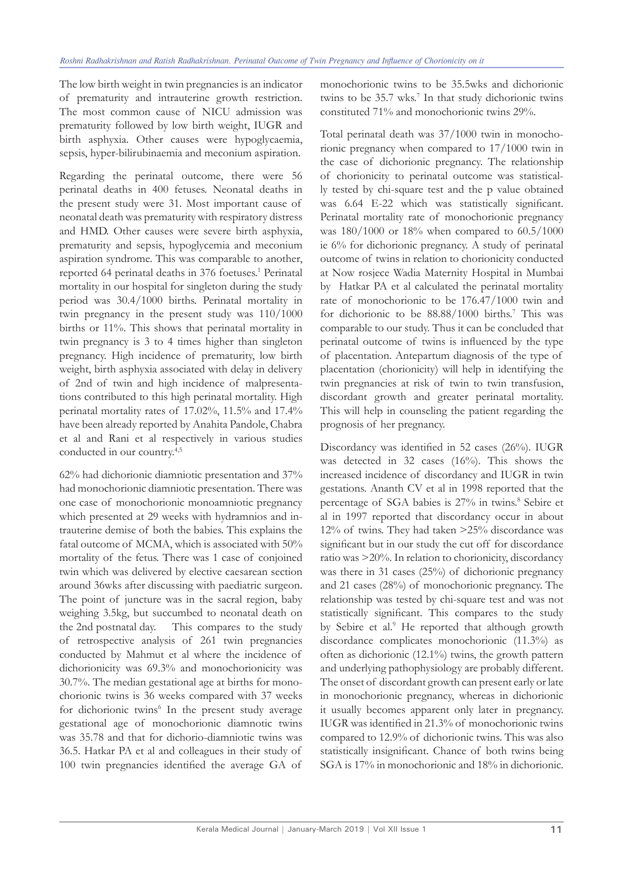The low birth weight in twin pregnancies is an indicator of prematurity and intrauterine growth restriction. The most common cause of NICU admission was prematurity followed by low birth weight, IUGR and birth asphyxia. Other causes were hypoglycaemia, sepsis, hyper-bilirubinaemia and meconium aspiration.

Regarding the perinatal outcome, there were 56 perinatal deaths in 400 fetuses. Neonatal deaths in the present study were 31. Most important cause of neonatal death was prematurity with respiratory distress and HMD. Other causes were severe birth asphyxia, prematurity and sepsis, hypoglycemia and meconium aspiration syndrome. This was comparable to another, reported 64 perinatal deaths in 376 foetuses.[1] Perinatal mortality in our hospital for singleton during the study period was 30.4/1000 births. Perinatal mortality in twin pregnancy in the present study was 110/1000 births or 11%. This shows that perinatal mortality in twin pregnancy is 3 to 4 times higher than singleton pregnancy. High incidence of prematurity, low birth weight, birth asphyxia associated with delay in delivery of 2nd of twin and high incidence of malpresentations contributed to this high perinatal mortality. High perinatal mortality rates of 17.02%, 11.5% and 17.4% have been already reported by Anahita Pandole, Chabra et al and Rani et al respectively in various studies conducted in our country.[4,5]

62% had dichorionic diamniotic presentation and 37% had monochorionic diamniotic presentation. There was one case of monochorionic monoamniotic pregnancy which presented at 29 weeks with hydramnios and intrauterine demise of both the babies. This explains the fatal outcome of MCMA, which is associated with 50% mortality of the fetus. There was 1 case of conjoined twin which was delivered by elective caesarean section around 36wks after discussing with paediatric surgeon. The point of juncture was in the sacral region, baby weighing 3.5kg, but succumbed to neonatal death on the 2nd postnatal day. This compares to the study of retrospective analysis of 261 twin pregnancies conducted by Mahmut et al where the incidence of dichorionicity was 69.3% and monochorionicity was 30.7%. The median gestational age at births for monochorionic twins is 36 weeks compared with 37 weeks for dichorionic twins[6] In the present study average gestational age of monochorionic diamnotic twins was 35.78 and that for dichorio-diamniotic twins was 36.5. Hatkar PA et al and colleagues in their study of 100 twin pregnancies identified the average GA of monochorionic twins to be 35.5wks and dichorionic twins to be 35.7 wks.[7] In that study dichorionic twins constituted 71% and monochorionic twins 29%.

Total perinatal death was 37/1000 twin in monochorionic pregnancy when compared to 17/1000 twin in the case of dichorionic pregnancy. The relationship of chorionicity to perinatal outcome was statistically tested by chi-square test and the p value obtained was 6.64 E-22 which was statistically significant. Perinatal mortality rate of monochorionic pregnancy was 180/1000 or 18% when compared to 60.5/1000 ie 6% for dichorionic pregnancy. A study of perinatal outcome of twins in relation to chorionicity conducted at Now rosjece Wadia Maternity Hospital in Mumbai by Hatkar PA et al calculated the perinatal mortality rate of monochorionic to be 176.47/1000 twin and for dichorionic to be 88.88/1000 births.[7] This was comparable to our study. Thus it can be concluded that perinatal outcome of twins is influenced by the type of placentation. Antepartum diagnosis of the type of placentation (chorionicity) will help in identifying the twin pregnancies at risk of twin to twin transfusion, discordant growth and greater perinatal mortality. This will help in counseling the patient regarding the prognosis of her pregnancy.

Discordancy was identified in 52 cases (26%). IUGR was detected in 32 cases (16%). This shows the increased incidence of discordancy and IUGR in twin gestations. Ananth CV et al in 1998 reported that the percentage of SGA babies is 27% in twins.[8] Sebire et al in 1997 reported that discordancy occur in about 12% of twins. They had taken >25% discordance was significant but in our study the cut off for discordance ratio was >20%. In relation to chorionicity, discordancy was there in 31 cases (25%) of dichorionic pregnancy and 21 cases (28%) of monochorionic pregnancy. The relationship was tested by chi-square test and was not statistically significant. This compares to the study by Sebire et al.[9] He reported that although growth discordance complicates monochorionic (11.3%) as often as dichorionic (12.1%) twins, the growth pattern and underlying pathophysiology are probably different. The onset of discordant growth can present early or late in monochorionic pregnancy, whereas in dichorionic it usually becomes apparent only later in pregnancy. IUGR was identified in 21.3% of monochorionic twins compared to 12.9% of dichorionic twins. This was also statistically insignificant. Chance of both twins being SGA is 17% in monochorionic and 18% in dichorionic.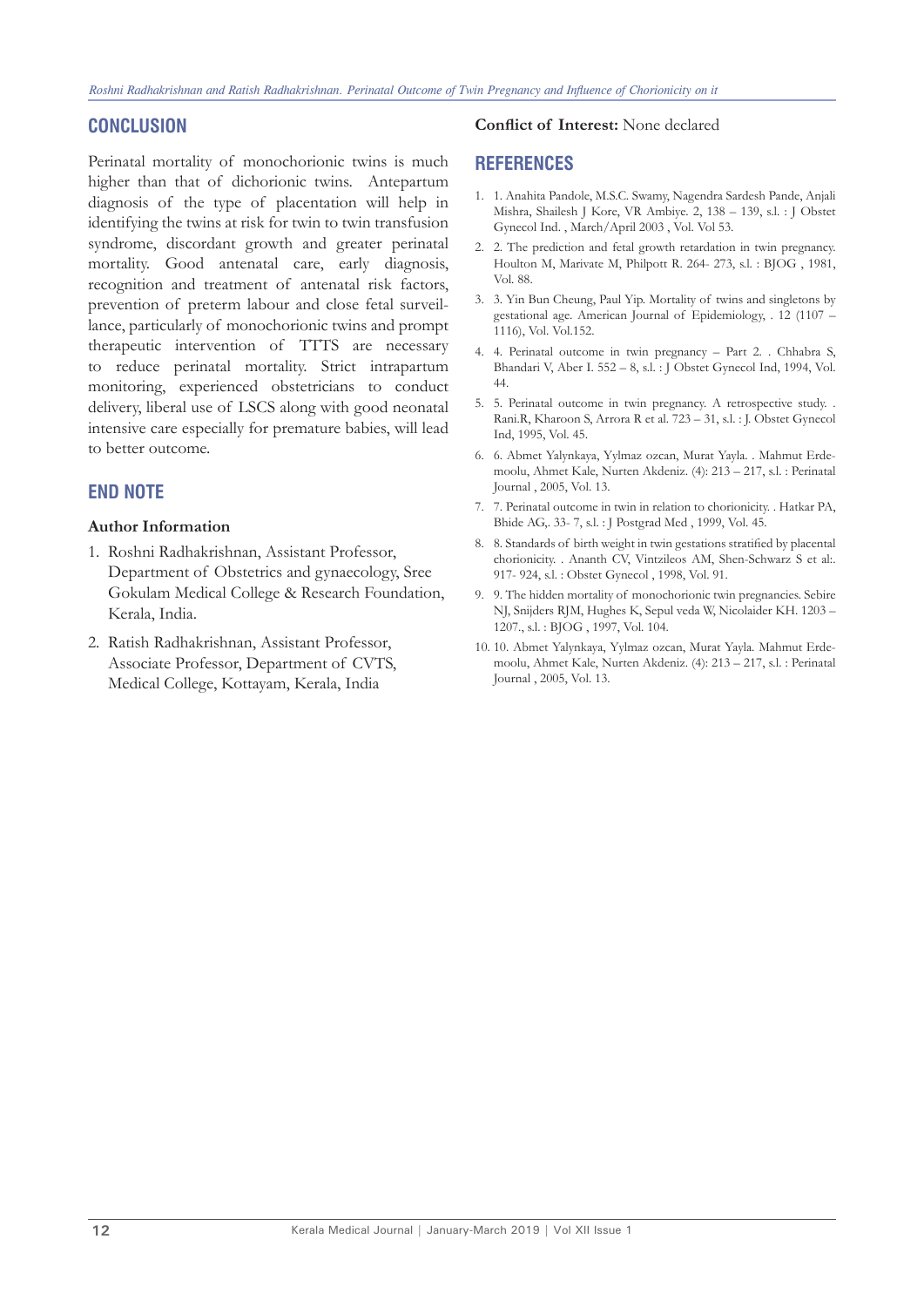## CONCLUSION

Perinatal mortality of monochorionic twins is much higher than that of dichorionic twins. Antepartum diagnosis of the type of placentation will help in identifying the twins at risk for twin to twin transfusion syndrome, discordant growth and greater perinatal mortality. Good antenatal care, early diagnosis, recognition and treatment of antenatal risk factors, prevention of preterm labour and close fetal surveillance, particularly of monochorionic twins and prompt therapeutic intervention of TTTS are necessary to reduce perinatal mortality. Strict intrapartum monitoring, experienced obstetricians to conduct delivery, liberal use of LSCS along with good neonatal intensive care especially for premature babies, will lead to better outcome.

## END NOTE

### Author Information

1. Roshni Radhakrishnan, Assistant Professor, Department of Obstetrics and gynaecology, Sree Gokulam Medical College & Research Foundation, Kerala, India.
2. Ratish Radhakrishnan, Assistant Professor, Associate Professor, Department of CVTS, Medical College, Kottayam, Kerala, India

**Conflict of Interest:** None declared

## REFERENCES

1. 1. Anahita Pandole, M.S.C. Swamy, Nagendra Sardesh Pande, Anjali Mishra, Shailesh J Kore, VR Ambiye. 2, 138 – 139, s.l. : J Obstet Gynecol Ind. , March/April 2003 , Vol. Vol 53.
2. 2. The prediction and fetal growth retardation in twin pregnancy. Houlton M, Marivate M, Philpott R. 264- 273, s.l. : BJOG , 1981, Vol. 88.
3. 3. Yin Bun Cheung, Paul Yip. Mortality of twins and singletons by gestational age. American Journal of Epidemiology, . 12 (1107 – 1116), Vol. Vol.152.
4. 4. Perinatal outcome in twin pregnancy – Part 2. . Chhabra S, Bhandari V, Aber I. 552 – 8, s.l. : J Obstet Gynecol Ind, 1994, Vol. 44.
5. 5. Perinatal outcome in twin pregnancy. A retrospective study. . Rani.R, Kharoon S, Arrora R et al. 723 – 31, s.l. : J. Obstet Gynecol Ind, 1995, Vol. 45.
6. 6. Abmet Yalynkaya, Yylmaz ozcan, Murat Yayla. . Mahmut Erdemoolu, Ahmet Kale, Nurten Akdeniz. (4): 213 – 217, s.l. : Perinatal Journal , 2005, Vol. 13.
7. 7. Perinatal outcome in twin in relation to chorionicity. . Hatkar PA, Bhide AG,. 33- 7, s.l. : J Postgrad Med , 1999, Vol. 45.
8. 8. Standards of birth weight in twin gestations stratified by placental chorionicity. . Ananth CV, Vintzileos AM, Shen-Schwarz S et al:. 917- 924, s.l. : Obstet Gynecol , 1998, Vol. 91.
9. 9. The hidden mortality of monochorionic twin pregnancies. Sebire NJ, Snijders RJM, Hughes K, Sepul veda W, Nicolaider KH. 1203 – 1207., s.l. : BJOG , 1997, Vol. 104.
10. 10. Abmet Yalynkaya, Yylmaz ozcan, Murat Yayla. Mahmut Erdemoolu, Ahmet Kale, Nurten Akdeniz. (4): 213 – 217, s.l. : Perinatal Journal , 2005, Vol. 13.